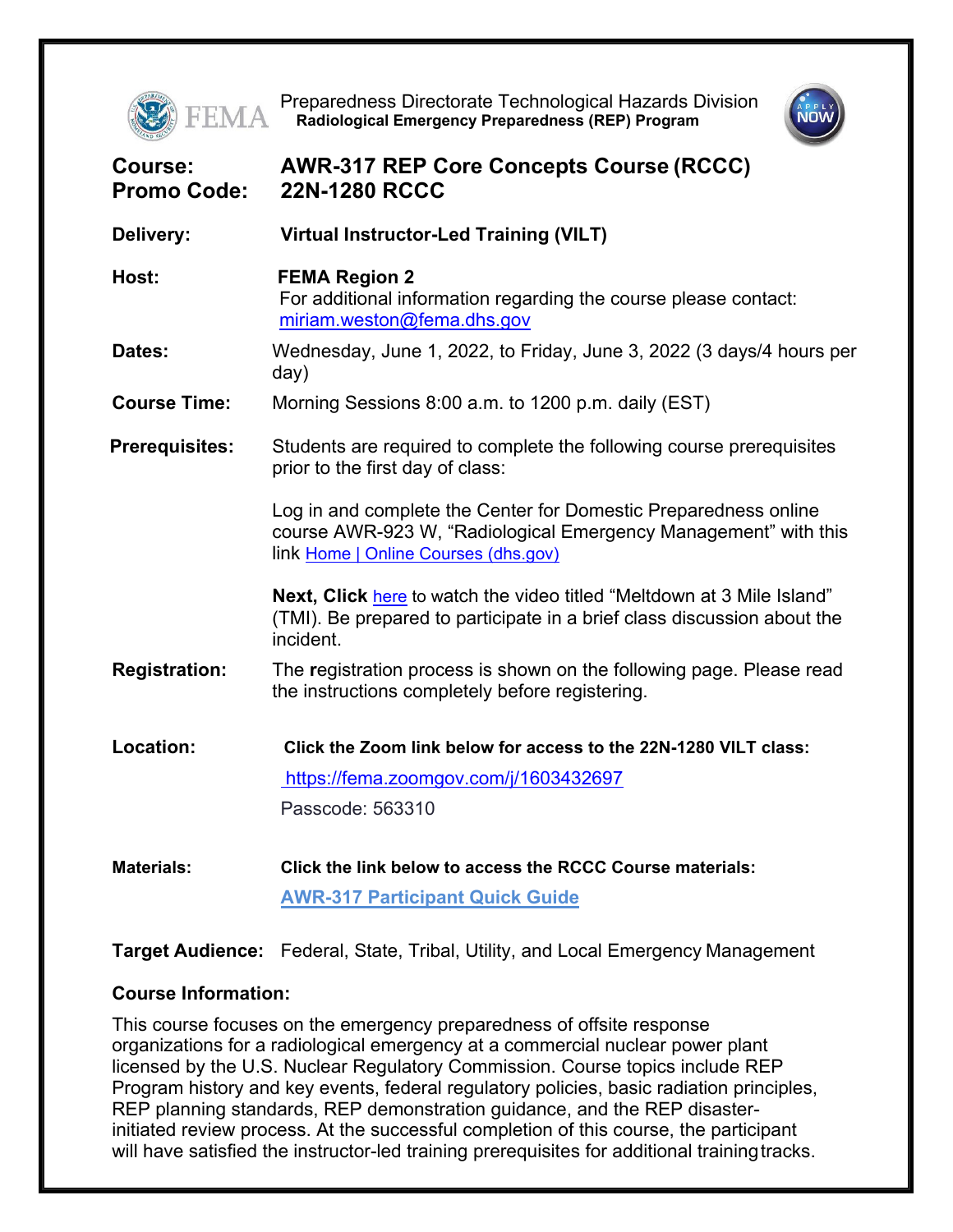Preparedness Directorate Technological Hazards Division
**Radiological Emergency Preparedness (REP) Program**

| | |
|---|---|
| **Course:** | **AWR-317 REP Core Concepts Course (RCCC)** |
| **Promo Code:** | **22N-1280 RCCC** |
| **Delivery:** | **Virtual Instructor-Led Training (VILT)** |
| **Host:** | **FEMA Region 2**<br>For additional information regarding the course please contact: miriam.weston@fema.dhs.gov |
| **Dates:** | Wednesday, June 1, 2022, to Friday, June 3, 2022 (3 days/4 hours per day) |
| **Course Time:** | Morning Sessions 8:00 a.m. to 1200 p.m. daily (EST) |
| **Prerequisites:** | Students are required to complete the following course prerequisites prior to the first day of class:<br><br>Log in and complete the Center for Domestic Preparedness online course AWR-923 W, "Radiological Emergency Management" with this link Home \| Online Courses (dhs.gov)<br><br>**Next, Click** here to watch the video titled "Meltdown at 3 Mile Island" (TMI). Be prepared to participate in a brief class discussion about the incident. |
| **Registration:** | The registration process is shown on the following page. Please read the instructions completely before registering. |
| **Location:** | **Click the Zoom link below for access to the 22N-1280 VILT class:**<br>https://fema.zoomgov.com/j/1603432697<br>Passcode: 563310 |
| **Materials:** | **Click the link below to access the RCCC Course materials:**<br>**AWR-317 Participant Quick Guide** |
| **Target Audience:** | Federal, State, Tribal, Utility, and Local Emergency Management |

**Course Information:**

This course focuses on the emergency preparedness of offsite response organizations for a radiological emergency at a commercial nuclear power plant licensed by the U.S. Nuclear Regulatory Commission. Course topics include REP Program history and key events, federal regulatory policies, basic radiation principles, REP planning standards, REP demonstration guidance, and the REP disaster-initiated review process. At the successful completion of this course, the participant will have satisfied the instructor-led training prerequisites for additional training tracks.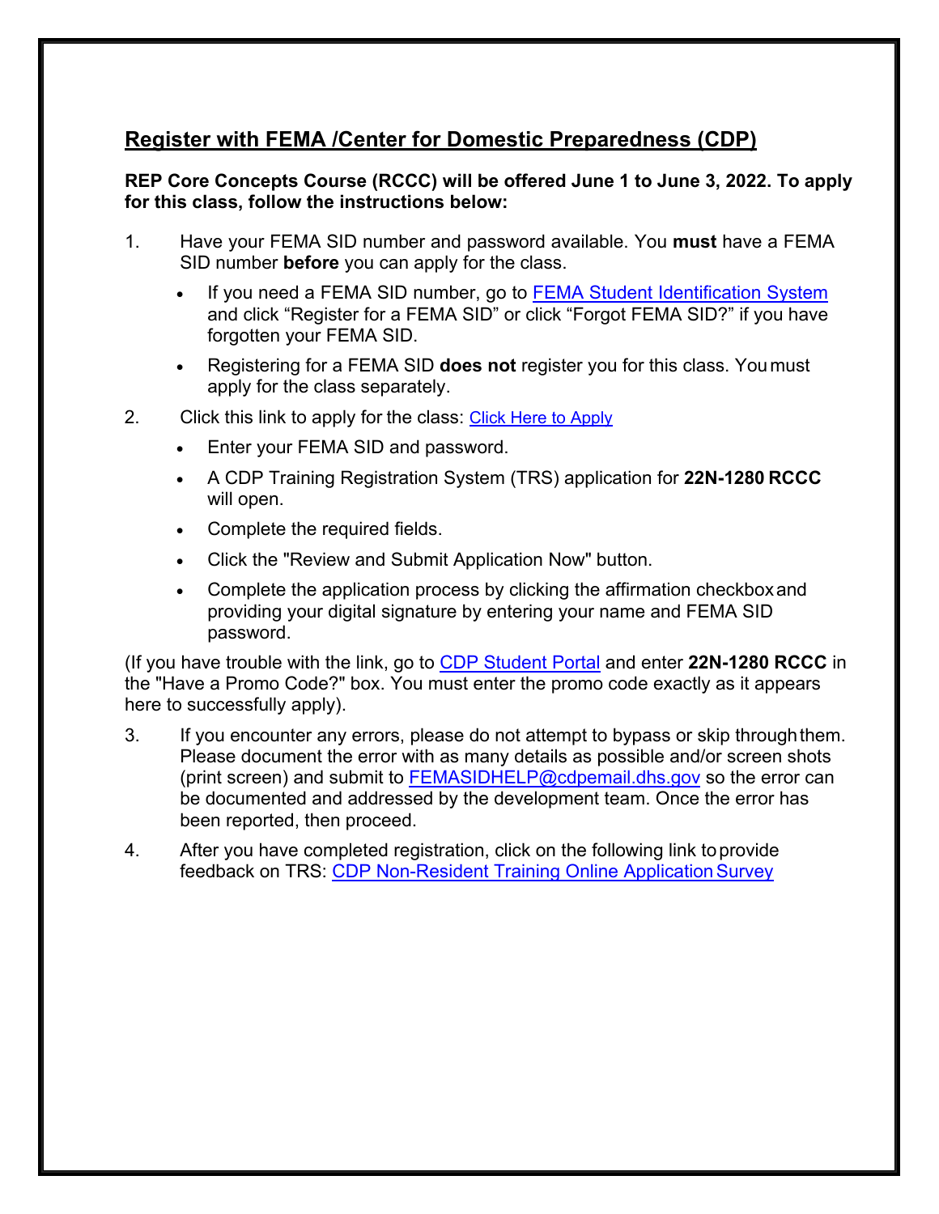## Register with FEMA /Center for Domestic Preparedness (CDP)

**REP Core Concepts Course (RCCC) will be offered June 1 to June 3, 2022. To apply for this class, follow the instructions below:**

1. Have your FEMA SID number and password available. You **must** have a FEMA SID number **before** you can apply for the class.
   - If you need a FEMA SID number, go to FEMA Student Identification System and click "Register for a FEMA SID" or click "Forgot FEMA SID?" if you have forgotten your FEMA SID.
   - Registering for a FEMA SID **does not** register you for this class. You must apply for the class separately.
2. Click this link to apply for the class: Click Here to Apply
   - Enter your FEMA SID and password.
   - A CDP Training Registration System (TRS) application for **22N-1280 RCCC** will open.
   - Complete the required fields.
   - Click the "Review and Submit Application Now" button.
   - Complete the application process by clicking the affirmation checkbox and providing your digital signature by entering your name and FEMA SID password.

(If you have trouble with the link, go to CDP Student Portal and enter **22N-1280 RCCC** in the "Have a Promo Code?" box. You must enter the promo code exactly as it appears here to successfully apply).

3. If you encounter any errors, please do not attempt to bypass or skip through them. Please document the error with as many details as possible and/or screen shots (print screen) and submit to FEMASIDHELP@cdpemail.dhs.gov so the error can be documented and addressed by the development team. Once the error has been reported, then proceed.
4. After you have completed registration, click on the following link to provide feedback on TRS: CDP Non-Resident Training Online Application Survey